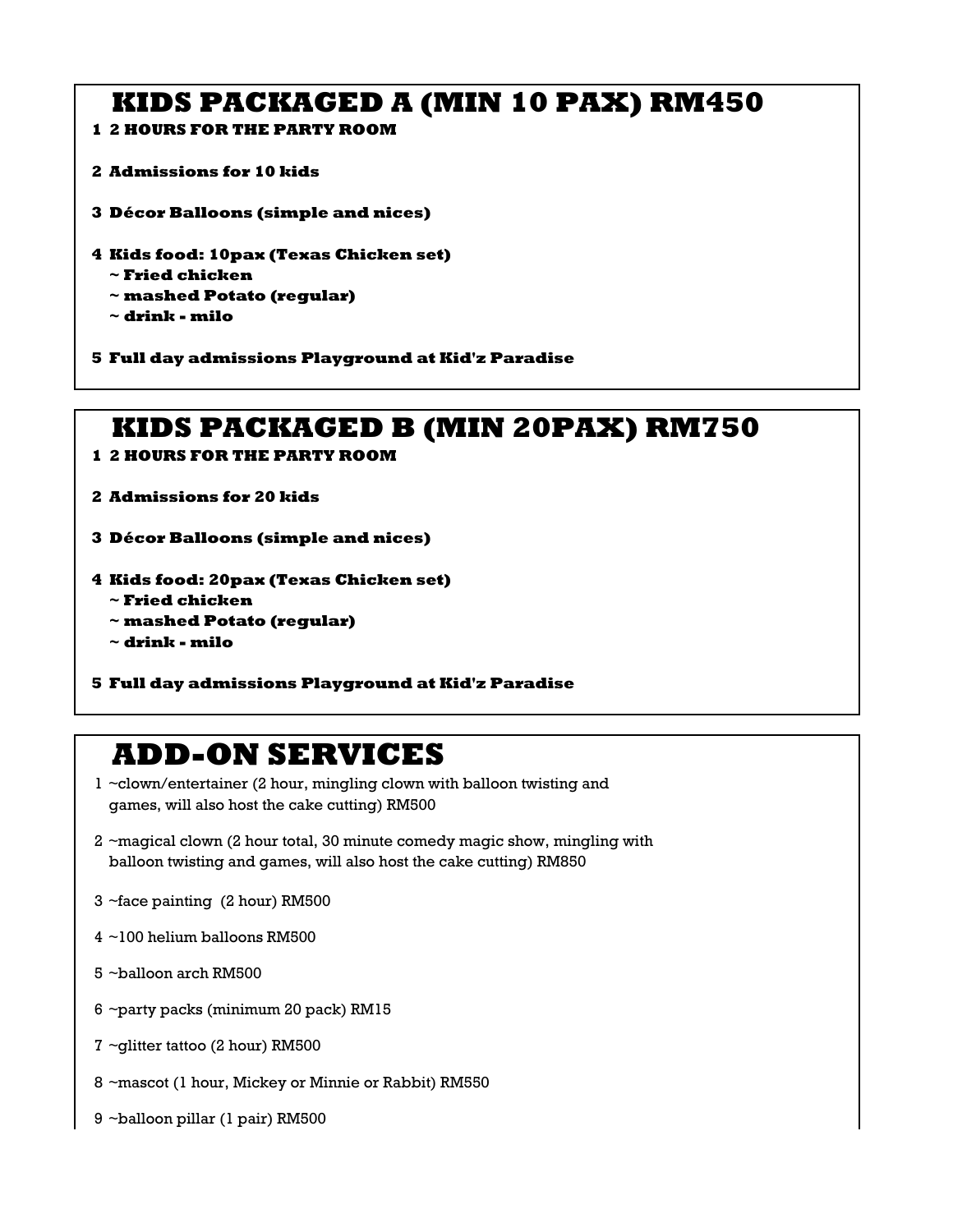## KIDS PACKAGED A (MIN 10 PAX) RM450

1. **2 HOURS FOR THE PARTY ROOM**
2. **Admissions for 10 kids**
3. **Décor Balloons (simple and nices)**
4. **Kids food: 10pax (Texas Chicken set)**
   **~ Fried chicken**
   **~ mashed Potato (regular)**
   **~ drink - milo**
5. **Full day admissions Playground at Kid'z Paradise**

## KIDS PACKAGED B (MIN 20PAX) RM750

1. **2 HOURS FOR THE PARTY ROOM**
2. **Admissions for 20 kids**
3. **Décor Balloons (simple and nices)**
4. **Kids food: 20pax (Texas Chicken set)**
   **~ Fried chicken**
   **~ mashed Potato (regular)**
   **~ drink - milo**
5. **Full day admissions Playground at Kid'z Paradise**

## ADD-ON SERVICES

1. ~clown/entertainer (2 hour, mingling clown with balloon twisting and games, will also host the cake cutting) RM500
2. ~magical clown (2 hour total, 30 minute comedy magic show, mingling with balloon twisting and games, will also host the cake cutting) RM850
3. ~face painting (2 hour) RM500
4. ~100 helium balloons RM500
5. ~balloon arch RM500
6. ~party packs (minimum 20 pack) RM15
7. ~glitter tattoo (2 hour) RM500
8. ~mascot (1 hour, Mickey or Minnie or Rabbit) RM550
9. ~balloon pillar (1 pair) RM500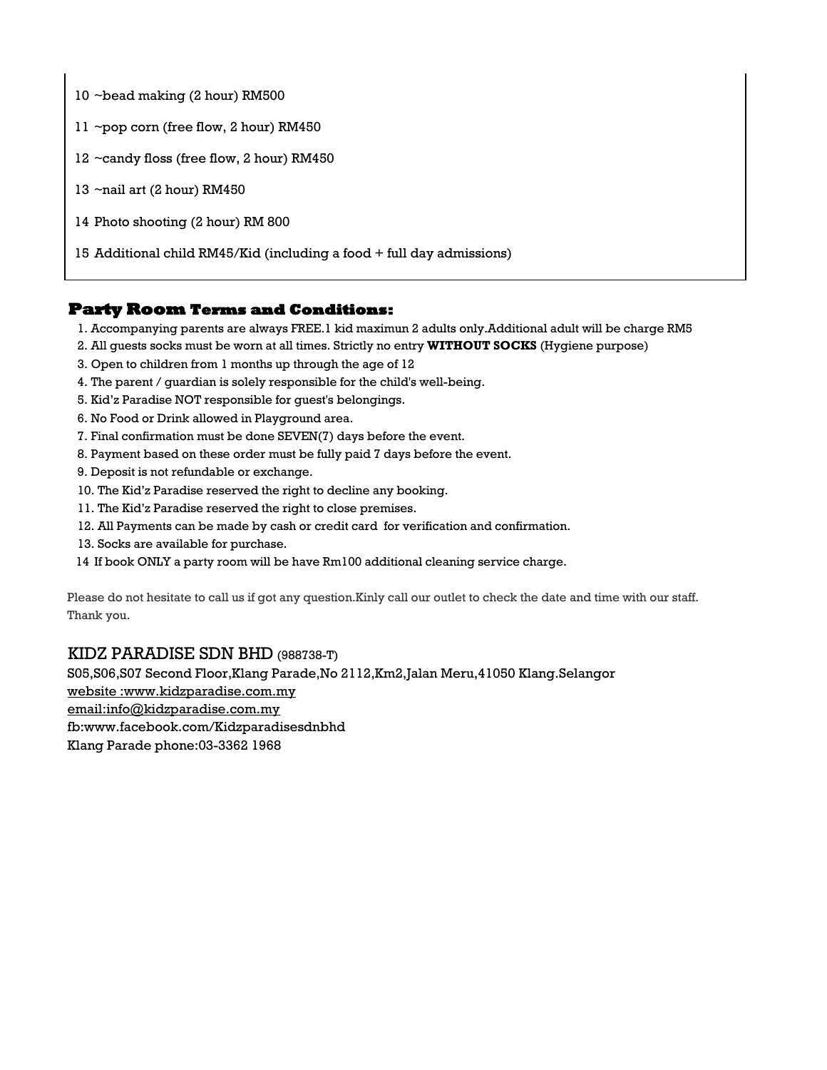10 ~bead making (2 hour) RM500

11 ~pop corn (free flow, 2 hour) RM450

12 ~candy floss (free flow, 2 hour) RM450

13 ~nail art (2 hour) RM450

14 Photo shooting (2 hour) RM 800

15 Additional child RM45/Kid (including a food + full day admissions)

## Party Room Terms and Conditions:

1. Accompanying parents are always FREE.1 kid maximun 2 adults only.Additional adult will be charge RM5
2. All guests socks must be worn at all times. Strictly no entry **WITHOUT SOCKS** (Hygiene purpose)
3. Open to children from 1 months up through the age of 12
4. The parent / guardian is solely responsible for the child's well-being.
5. Kid'z Paradise NOT responsible for guest's belongings.
6. No Food or Drink allowed in Playground area.
7. Final confirmation must be done SEVEN(7) days before the event.
8. Payment based on these order must be fully paid 7 days before the event.
9. Deposit is not refundable or exchange.
10. The Kid'z Paradise reserved the right to decline any booking.
11. The Kid'z Paradise reserved the right to close premises.
12. All Payments can be made by cash or credit card for verification and confirmation.
13. Socks are available for purchase.
14. If book ONLY a party room will be have Rm100 additional cleaning service charge.

Please do not hesitate to call us if got any question.Kinly call our outlet to check the date and time with our staff. Thank you.

KIDZ PARADISE SDN BHD (988738-T)
S05,S06,S07 Second Floor,Klang Parade,No 2112,Km2,Jalan Meru,41050 Klang.Selangor
website :www.kidzparadise.com.my
email:info@kidzparadise.com.my
fb:www.facebook.com/Kidzparadisesdnbhd
Klang Parade phone:03-3362 1968